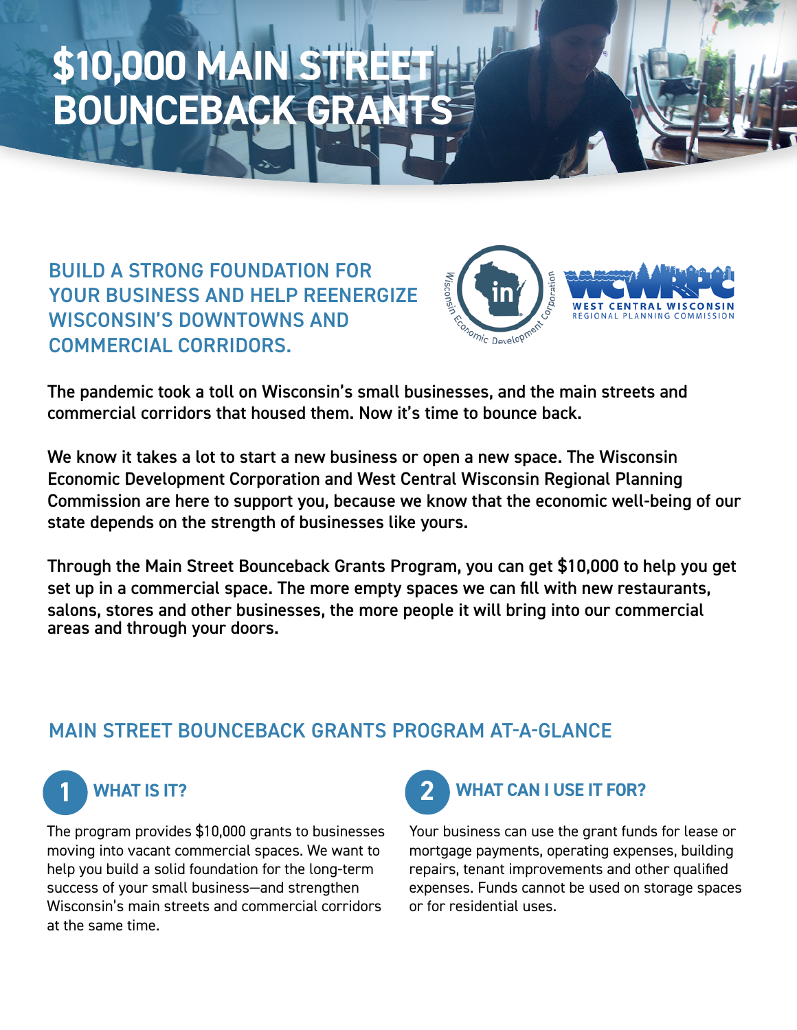# $10,000 MAIN STREET BOUNCEBACK GRANTS

## BUILD A STRONG FOUNDATION FOR YOUR BUSINESS AND HELP REENERGIZE WISCONSIN'S DOWNTOWNS AND COMMERCIAL CORRIDORS.

The pandemic took a toll on Wisconsin's small businesses, and the main streets and commercial corridors that housed them. Now it's time to bounce back.

We know it takes a lot to start a new business or open a new space. The Wisconsin Economic Development Corporation and West Central Wisconsin Regional Planning Commission are here to support you, because we know that the economic well-being of our state depends on the strength of businesses like yours.

Through the Main Street Bounceback Grants Program, you can get $10,000 to help you get set up in a commercial space. The more empty spaces we can fill with new restaurants, salons, stores and other businesses, the more people it will bring into our commercial areas and through your doors.

## MAIN STREET BOUNCEBACK GRANTS PROGRAM AT-A-GLANCE

### 1 WHAT IS IT?

The program provides $10,000 grants to businesses moving into vacant commercial spaces. We want to help you build a solid foundation for the long-term success of your small business—and strengthen Wisconsin's main streets and commercial corridors at the same time.

### 2 WHAT CAN I USE IT FOR?

Your business can use the grant funds for lease or mortgage payments, operating expenses, building repairs, tenant improvements and other qualified expenses. Funds cannot be used on storage spaces or for residential uses.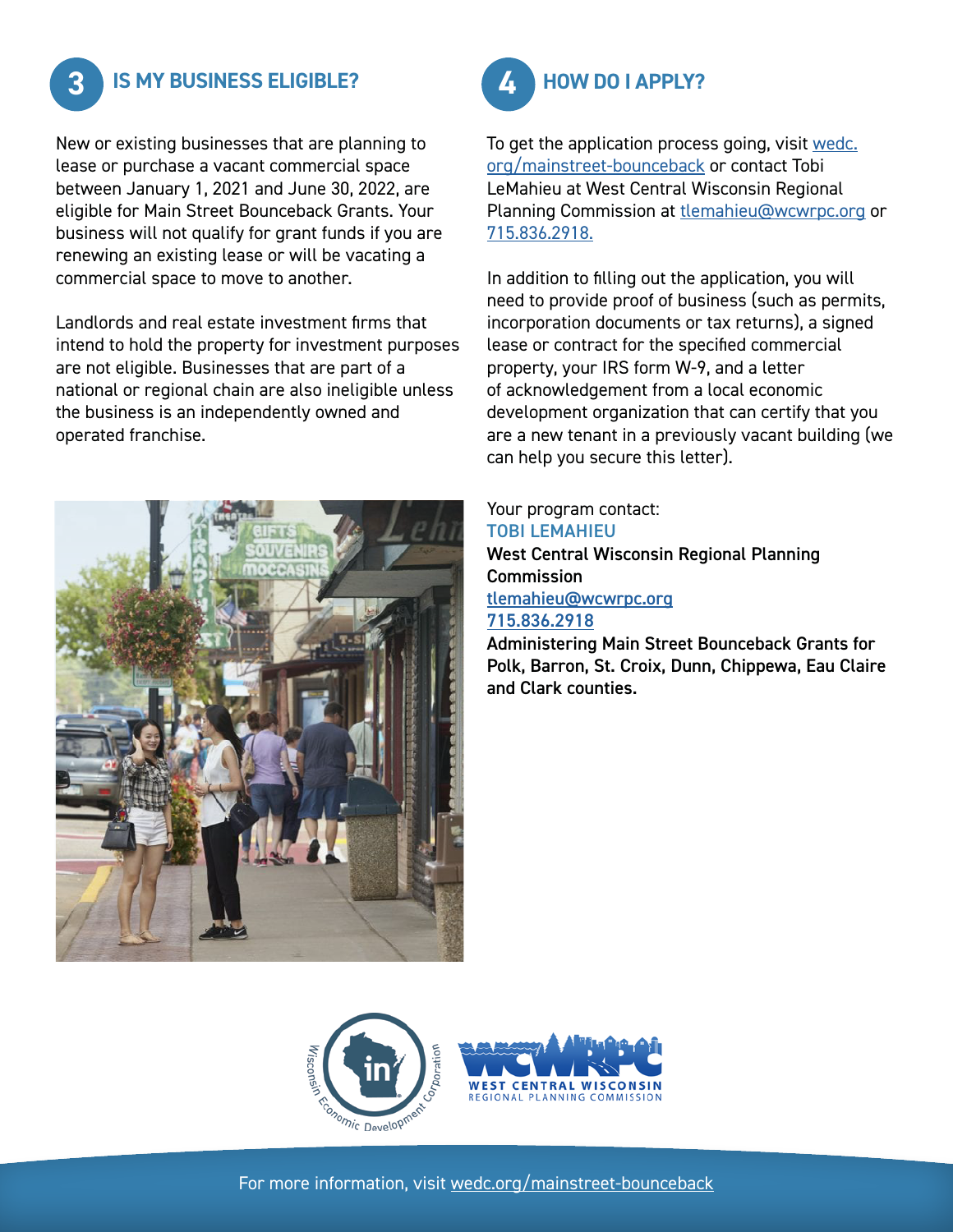## 3 IS MY BUSINESS ELIGIBLE?

New or existing businesses that are planning to lease or purchase a vacant commercial space between January 1, 2021 and June 30, 2022, are eligible for Main Street Bounceback Grants. Your business will not qualify for grant funds if you are renewing an existing lease or will be vacating a commercial space to move to another.

Landlords and real estate investment firms that intend to hold the property for investment purposes are not eligible. Businesses that are part of a national or regional chain are also ineligible unless the business is an independently owned and operated franchise.

## 4 HOW DO I APPLY?

To get the application process going, visit wedc.org/mainstreet-bounceback or contact Tobi LeMahieu at West Central Wisconsin Regional Planning Commission at tlemahieu@wcwrpc.org or 715.836.2918.

In addition to filling out the application, you will need to provide proof of business (such as permits, incorporation documents or tax returns), a signed lease or contract for the specified commercial property, your IRS form W-9, and a letter of acknowledgement from a local economic development organization that can certify that you are a new tenant in a previously vacant building (we can help you secure this letter).

Your program contact:
TOBI LEMAHIEU
**West Central Wisconsin Regional Planning Commission**
tlemahieu@wcwrpc.org
715.836.2918
**Administering Main Street Bounceback Grants for Polk, Barron, St. Croix, Dunn, Chippewa, Eau Claire and Clark counties.**

Wisconsin Economic Development Corporation

WEST CENTRAL WISCONSIN REGIONAL PLANNING COMMISSION

For more information, visit wedc.org/mainstreet-bounceback